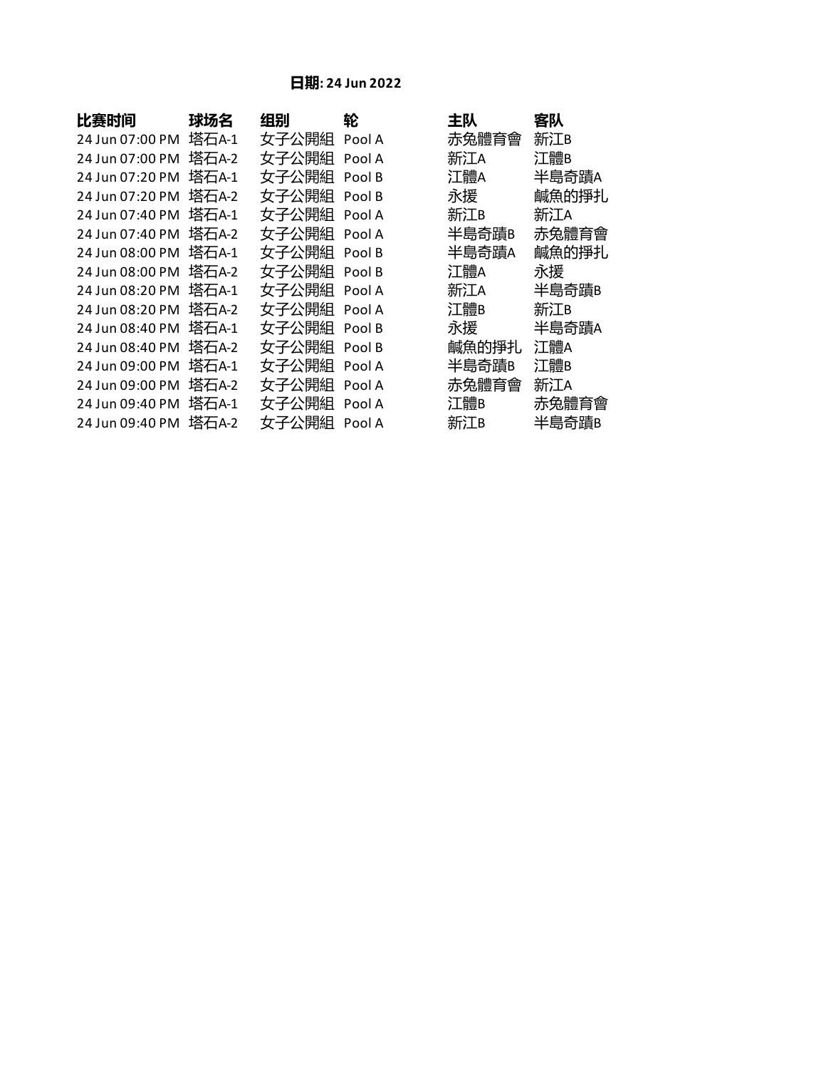**日期: 24 Jun 2022**

| 比赛时间 | 球场名 | 组别 | 轮 | 主队 | 客队 |
|---|---|---|---|---|---|
| 24 Jun 07:00 PM | 塔石A-1 | 女子公開組 | Pool A | 赤兔體育會 | 新江B |
| 24 Jun 07:00 PM | 塔石A-2 | 女子公開組 | Pool A | 新江A | 江體B |
| 24 Jun 07:20 PM | 塔石A-1 | 女子公開組 | Pool B | 江體A | 半島奇蹟A |
| 24 Jun 07:20 PM | 塔石A-2 | 女子公開組 | Pool B | 永援 | 鹹魚的掙扎 |
| 24 Jun 07:40 PM | 塔石A-1 | 女子公開組 | Pool A | 新江B | 新江A |
| 24 Jun 07:40 PM | 塔石A-2 | 女子公開組 | Pool A | 半島奇蹟B | 赤兔體育會 |
| 24 Jun 08:00 PM | 塔石A-1 | 女子公開組 | Pool B | 半島奇蹟A | 鹹魚的掙扎 |
| 24 Jun 08:00 PM | 塔石A-2 | 女子公開組 | Pool B | 江體A | 永援 |
| 24 Jun 08:20 PM | 塔石A-1 | 女子公開組 | Pool A | 新江A | 半島奇蹟B |
| 24 Jun 08:20 PM | 塔石A-2 | 女子公開組 | Pool A | 江體B | 新江B |
| 24 Jun 08:40 PM | 塔石A-1 | 女子公開組 | Pool B | 永援 | 半島奇蹟A |
| 24 Jun 08:40 PM | 塔石A-2 | 女子公開組 | Pool B | 鹹魚的掙扎 | 江體A |
| 24 Jun 09:00 PM | 塔石A-1 | 女子公開組 | Pool A | 半島奇蹟B | 江體B |
| 24 Jun 09:00 PM | 塔石A-2 | 女子公開組 | Pool A | 赤兔體育會 | 新江A |
| 24 Jun 09:40 PM | 塔石A-1 | 女子公開組 | Pool A | 江體B | 赤兔體育會 |
| 24 Jun 09:40 PM | 塔石A-2 | 女子公開組 | Pool A | 新江B | 半島奇蹟B |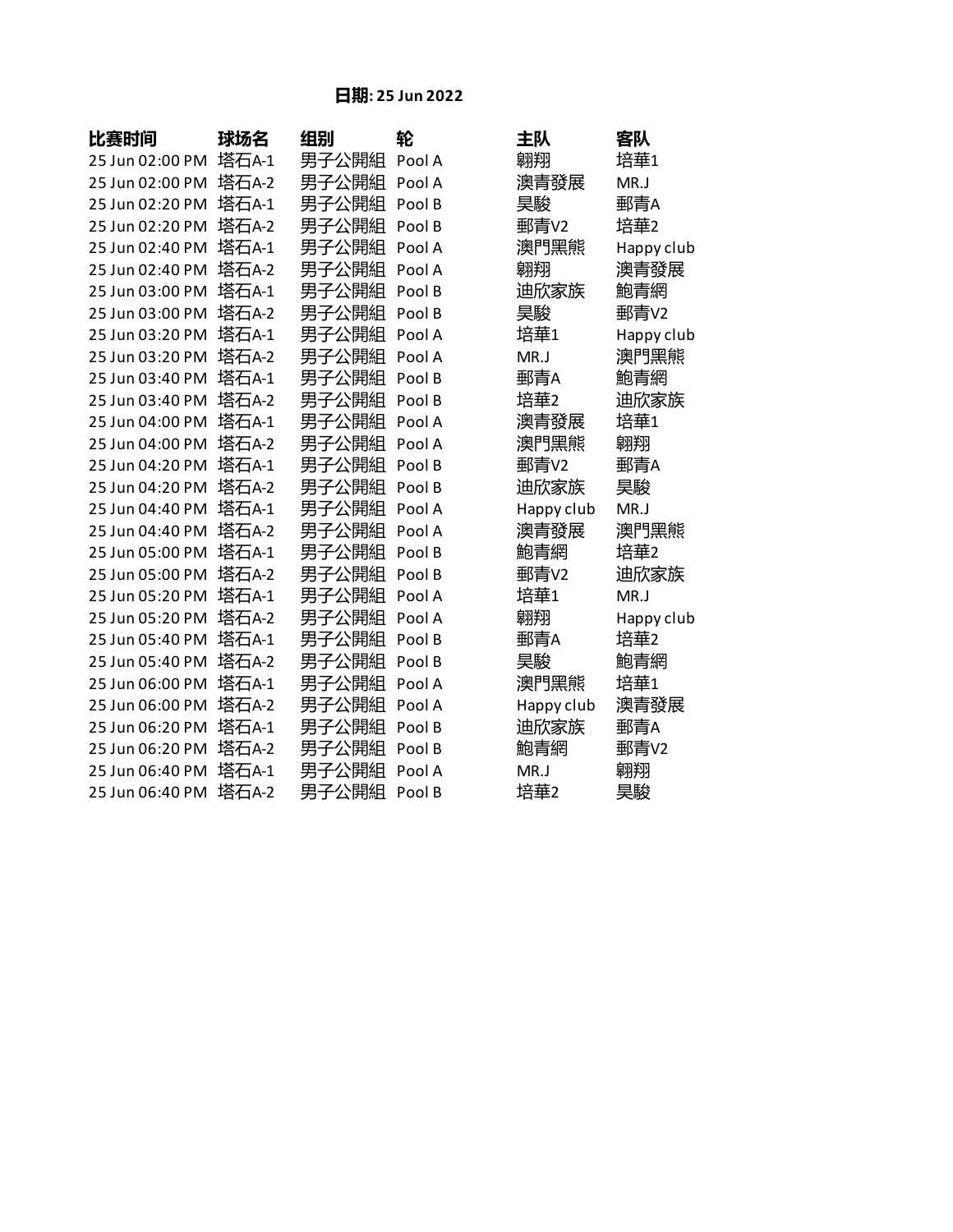**日期: 25 Jun 2022**

| 比赛时间 | 球场名 | 组别 | 轮 | 主队 | 客队 |
| --- | --- | --- | --- | --- | --- |
| 25 Jun 02:00 PM | 塔石A-1 | 男子公開組 | Pool A | 翱翔 | 培華1 |
| 25 Jun 02:00 PM | 塔石A-2 | 男子公開組 | Pool A | 澳青發展 | MR.J |
| 25 Jun 02:20 PM | 塔石A-1 | 男子公開組 | Pool B | 昊駿 | 郵青A |
| 25 Jun 02:20 PM | 塔石A-2 | 男子公開組 | Pool B | 郵青V2 | 培華2 |
| 25 Jun 02:40 PM | 塔石A-1 | 男子公開組 | Pool A | 澳門黑熊 | Happy club |
| 25 Jun 02:40 PM | 塔石A-2 | 男子公開組 | Pool A | 翱翔 | 澳青發展 |
| 25 Jun 03:00 PM | 塔石A-1 | 男子公開組 | Pool B | 迪欣家族 | 鮑青網 |
| 25 Jun 03:00 PM | 塔石A-2 | 男子公開組 | Pool B | 昊駿 | 郵青V2 |
| 25 Jun 03:20 PM | 塔石A-1 | 男子公開組 | Pool A | 培華1 | Happy club |
| 25 Jun 03:20 PM | 塔石A-2 | 男子公開組 | Pool A | MR.J | 澳門黑熊 |
| 25 Jun 03:40 PM | 塔石A-1 | 男子公開組 | Pool B | 郵青A | 鮑青網 |
| 25 Jun 03:40 PM | 塔石A-2 | 男子公開組 | Pool B | 培華2 | 迪欣家族 |
| 25 Jun 04:00 PM | 塔石A-1 | 男子公開組 | Pool A | 澳青發展 | 培華1 |
| 25 Jun 04:00 PM | 塔石A-2 | 男子公開組 | Pool A | 澳門黑熊 | 翱翔 |
| 25 Jun 04:20 PM | 塔石A-1 | 男子公開組 | Pool B | 郵青V2 | 郵青A |
| 25 Jun 04:20 PM | 塔石A-2 | 男子公開組 | Pool B | 迪欣家族 | 昊駿 |
| 25 Jun 04:40 PM | 塔石A-1 | 男子公開組 | Pool A | Happy club | MR.J |
| 25 Jun 04:40 PM | 塔石A-2 | 男子公開組 | Pool A | 澳青發展 | 澳門黑熊 |
| 25 Jun 05:00 PM | 塔石A-1 | 男子公開組 | Pool B | 鮑青網 | 培華2 |
| 25 Jun 05:00 PM | 塔石A-2 | 男子公開組 | Pool B | 郵青V2 | 迪欣家族 |
| 25 Jun 05:20 PM | 塔石A-1 | 男子公開組 | Pool A | 培華1 | MR.J |
| 25 Jun 05:20 PM | 塔石A-2 | 男子公開組 | Pool A | 翱翔 | Happy club |
| 25 Jun 05:40 PM | 塔石A-1 | 男子公開組 | Pool B | 郵青A | 培華2 |
| 25 Jun 05:40 PM | 塔石A-2 | 男子公開組 | Pool B | 昊駿 | 鮑青網 |
| 25 Jun 06:00 PM | 塔石A-1 | 男子公開組 | Pool A | 澳門黑熊 | 培華1 |
| 25 Jun 06:00 PM | 塔石A-2 | 男子公開組 | Pool A | Happy club | 澳青發展 |
| 25 Jun 06:20 PM | 塔石A-1 | 男子公開組 | Pool B | 迪欣家族 | 郵青A |
| 25 Jun 06:20 PM | 塔石A-2 | 男子公開組 | Pool B | 鮑青網 | 郵青V2 |
| 25 Jun 06:40 PM | 塔石A-1 | 男子公開組 | Pool A | MR.J | 翱翔 |
| 25 Jun 06:40 PM | 塔石A-2 | 男子公開組 | Pool B | 培華2 | 昊駿 |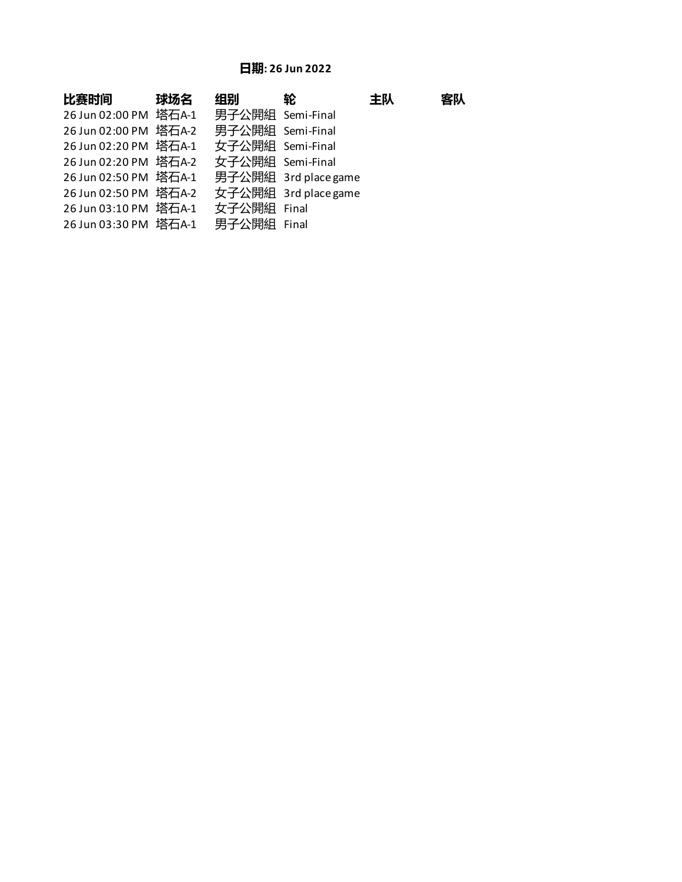**日期: 26 Jun 2022**

| 比赛时间 | 球场名 | 组别 | 轮 | 主队 | 客队 |
|---|---|---|---|---|---|
| 26 Jun 02:00 PM | 塔石A-1 | 男子公開組 | Semi-Final | | |
| 26 Jun 02:00 PM | 塔石A-2 | 男子公開組 | Semi-Final | | |
| 26 Jun 02:20 PM | 塔石A-1 | 女子公開組 | Semi-Final | | |
| 26 Jun 02:20 PM | 塔石A-2 | 女子公開組 | Semi-Final | | |
| 26 Jun 02:50 PM | 塔石A-1 | 男子公開組 | 3rd place game | | |
| 26 Jun 02:50 PM | 塔石A-2 | 女子公開組 | 3rd place game | | |
| 26 Jun 03:10 PM | 塔石A-1 | 女子公開組 | Final | | |
| 26 Jun 03:30 PM | 塔石A-1 | 男子公開組 | Final | | |